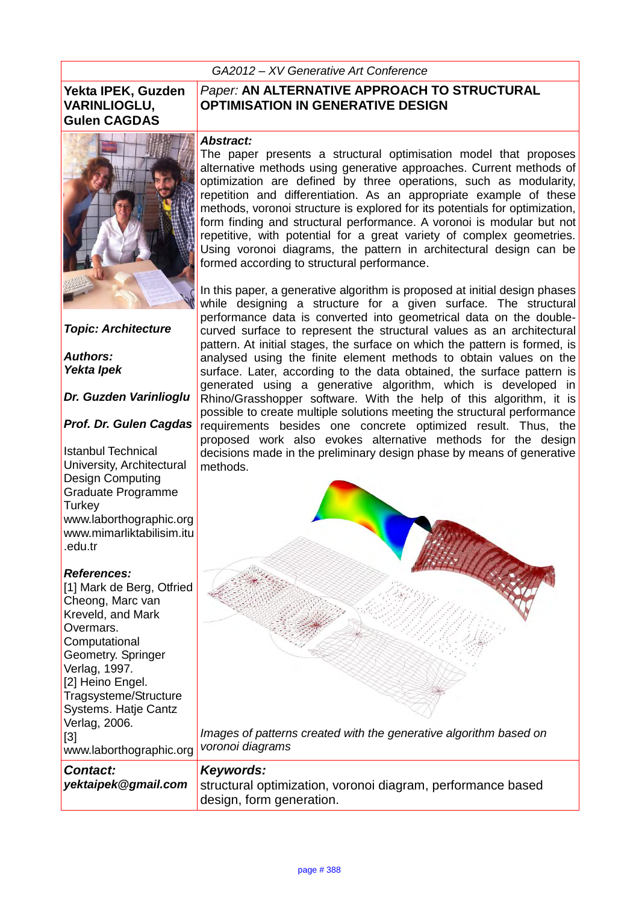GA2012 – XV Generative Art Conference

**Yekta IPEK, Guzden VARINLIOGLU, Gulen CAGDAS**

*Paper:* **AN ALTERNATIVE APPROACH TO STRUCTURAL OPTIMISATION IN GENERATIVE DESIGN**

***Topic: Architecture***

***Authors:***
***Yekta Ipek***

***Dr. Guzden Varinlioglu***

***Prof. Dr. Gulen Cagdas***

Istanbul Technical University, Architectural Design Computing Graduate Programme
Turkey
www.laborthographic.org
www.mimarliktabilisim.itu.edu.tr

***References:***
[1] Mark de Berg, Otfried Cheong, Marc van Kreveld, and Mark Overmars. Computational Geometry. Springer Verlag, 1997.
[2] Heino Engel. Tragsysteme/Structure Systems. Hatje Cantz Verlag, 2006.
[3] www.laborthographic.org

***Abstract:***
The paper presents a structural optimisation model that proposes alternative methods using generative approaches. Current methods of optimization are defined by three operations, such as modularity, repetition and differentiation. As an appropriate example of these methods, voronoi structure is explored for its potentials for optimization, form finding and structural performance. A voronoi is modular but not repetitive, with potential for a great variety of complex geometries. Using voronoi diagrams, the pattern in architectural design can be formed according to structural performance.

In this paper, a generative algorithm is proposed at initial design phases while designing a structure for a given surface. The structural performance data is converted into geometrical data on the double-curved surface to represent the structural values as an architectural pattern. At initial stages, the surface on which the pattern is formed, is analysed using the finite element methods to obtain values on the surface. Later, according to the data obtained, the surface pattern is generated using a generative algorithm, which is developed in Rhino/Grasshopper software. With the help of this algorithm, it is possible to create multiple solutions meeting the structural performance requirements besides one concrete optimized result. Thus, the proposed work also evokes alternative methods for the design decisions made in the preliminary design phase by means of generative methods.

*Images of patterns created with the generative algorithm based on voronoi diagrams*

***Contact:***
***yektaipek@gmail.com***

***Keywords:***
structural optimization, voronoi diagram, performance based design, form generation.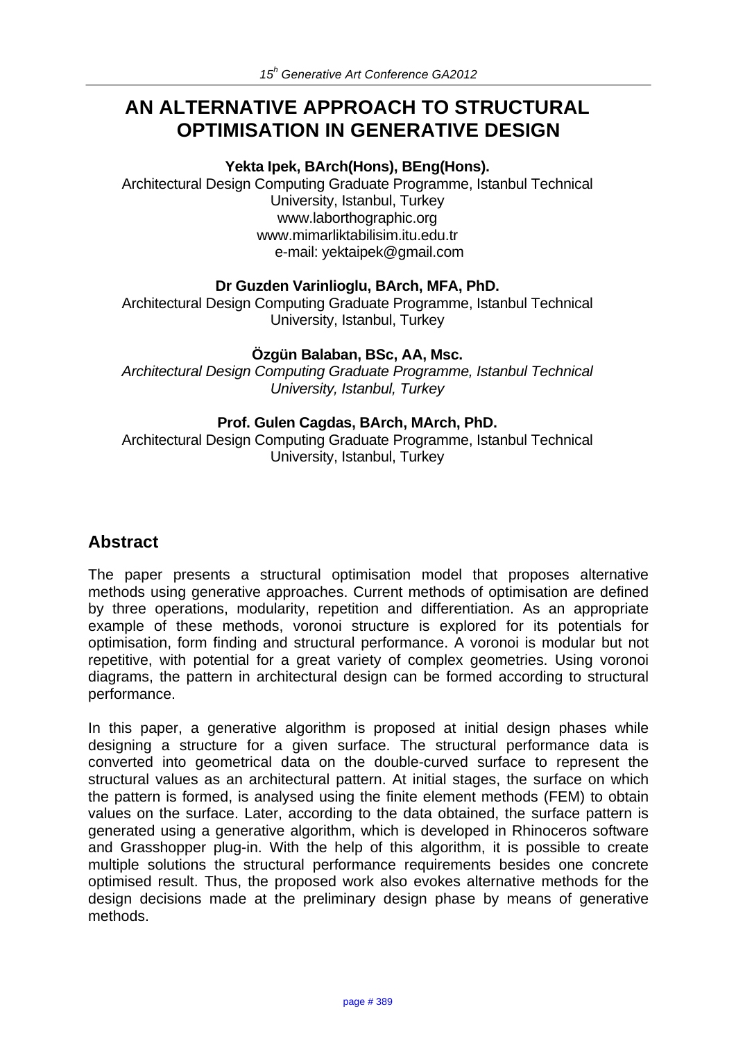# AN ALTERNATIVE APPROACH TO STRUCTURAL OPTIMISATION IN GENERATIVE DESIGN

**Yekta Ipek, BArch(Hons), BEng(Hons).**

Architectural Design Computing Graduate Programme, Istanbul Technical University, Istanbul, Turkey
www.laborthographic.org
www.mimarliktabilisim.itu.edu.tr
e-mail: yektaipek@gmail.com

**Dr Guzden Varinlioglu, BArch, MFA, PhD.**

Architectural Design Computing Graduate Programme, Istanbul Technical University, Istanbul, Turkey

**Özgün Balaban, BSc, AA, Msc.**

*Architectural Design Computing Graduate Programme, Istanbul Technical University, Istanbul, Turkey*

**Prof. Gulen Cagdas, BArch, MArch, PhD.**

Architectural Design Computing Graduate Programme, Istanbul Technical University, Istanbul, Turkey

## Abstract

The paper presents a structural optimisation model that proposes alternative methods using generative approaches. Current methods of optimisation are defined by three operations, modularity, repetition and differentiation. As an appropriate example of these methods, voronoi structure is explored for its potentials for optimisation, form finding and structural performance. A voronoi is modular but not repetitive, with potential for a great variety of complex geometries. Using voronoi diagrams, the pattern in architectural design can be formed according to structural performance.

In this paper, a generative algorithm is proposed at initial design phases while designing a structure for a given surface. The structural performance data is converted into geometrical data on the double-curved surface to represent the structural values as an architectural pattern. At initial stages, the surface on which the pattern is formed, is analysed using the finite element methods (FEM) to obtain values on the surface. Later, according to the data obtained, the surface pattern is generated using a generative algorithm, which is developed in Rhinoceros software and Grasshopper plug-in. With the help of this algorithm, it is possible to create multiple solutions the structural performance requirements besides one concrete optimised result. Thus, the proposed work also evokes alternative methods for the design decisions made at the preliminary design phase by means of generative methods.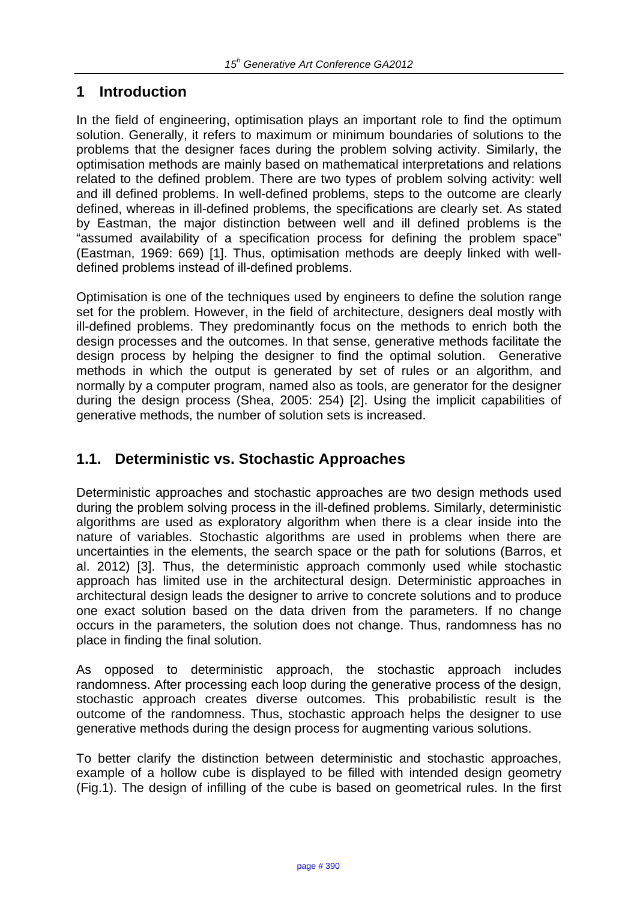# 1 Introduction

In the field of engineering, optimisation plays an important role to find the optimum solution. Generally, it refers to maximum or minimum boundaries of solutions to the problems that the designer faces during the problem solving activity. Similarly, the optimisation methods are mainly based on mathematical interpretations and relations related to the defined problem. There are two types of problem solving activity: well and ill defined problems. In well-defined problems, steps to the outcome are clearly defined, whereas in ill-defined problems, the specifications are clearly set. As stated by Eastman, the major distinction between well and ill defined problems is the "assumed availability of a specification process for defining the problem space" (Eastman, 1969: 669) [1]. Thus, optimisation methods are deeply linked with well-defined problems instead of ill-defined problems.

Optimisation is one of the techniques used by engineers to define the solution range set for the problem. However, in the field of architecture, designers deal mostly with ill-defined problems. They predominantly focus on the methods to enrich both the design processes and the outcomes. In that sense, generative methods facilitate the design process by helping the designer to find the optimal solution. Generative methods in which the output is generated by set of rules or an algorithm, and normally by a computer program, named also as tools, are generator for the designer during the design process (Shea, 2005: 254) [2]. Using the implicit capabilities of generative methods, the number of solution sets is increased.

## 1.1. Deterministic vs. Stochastic Approaches

Deterministic approaches and stochastic approaches are two design methods used during the problem solving process in the ill-defined problems. Similarly, deterministic algorithms are used as exploratory algorithm when there is a clear inside into the nature of variables. Stochastic algorithms are used in problems when there are uncertainties in the elements, the search space or the path for solutions (Barros, et al. 2012) [3]. Thus, the deterministic approach commonly used while stochastic approach has limited use in the architectural design. Deterministic approaches in architectural design leads the designer to arrive to concrete solutions and to produce one exact solution based on the data driven from the parameters. If no change occurs in the parameters, the solution does not change. Thus, randomness has no place in finding the final solution.

As opposed to deterministic approach, the stochastic approach includes randomness. After processing each loop during the generative process of the design, stochastic approach creates diverse outcomes. This probabilistic result is the outcome of the randomness. Thus, stochastic approach helps the designer to use generative methods during the design process for augmenting various solutions.

To better clarify the distinction between deterministic and stochastic approaches, example of a hollow cube is displayed to be filled with intended design geometry (Fig.1). The design of infilling of the cube is based on geometrical rules. In the first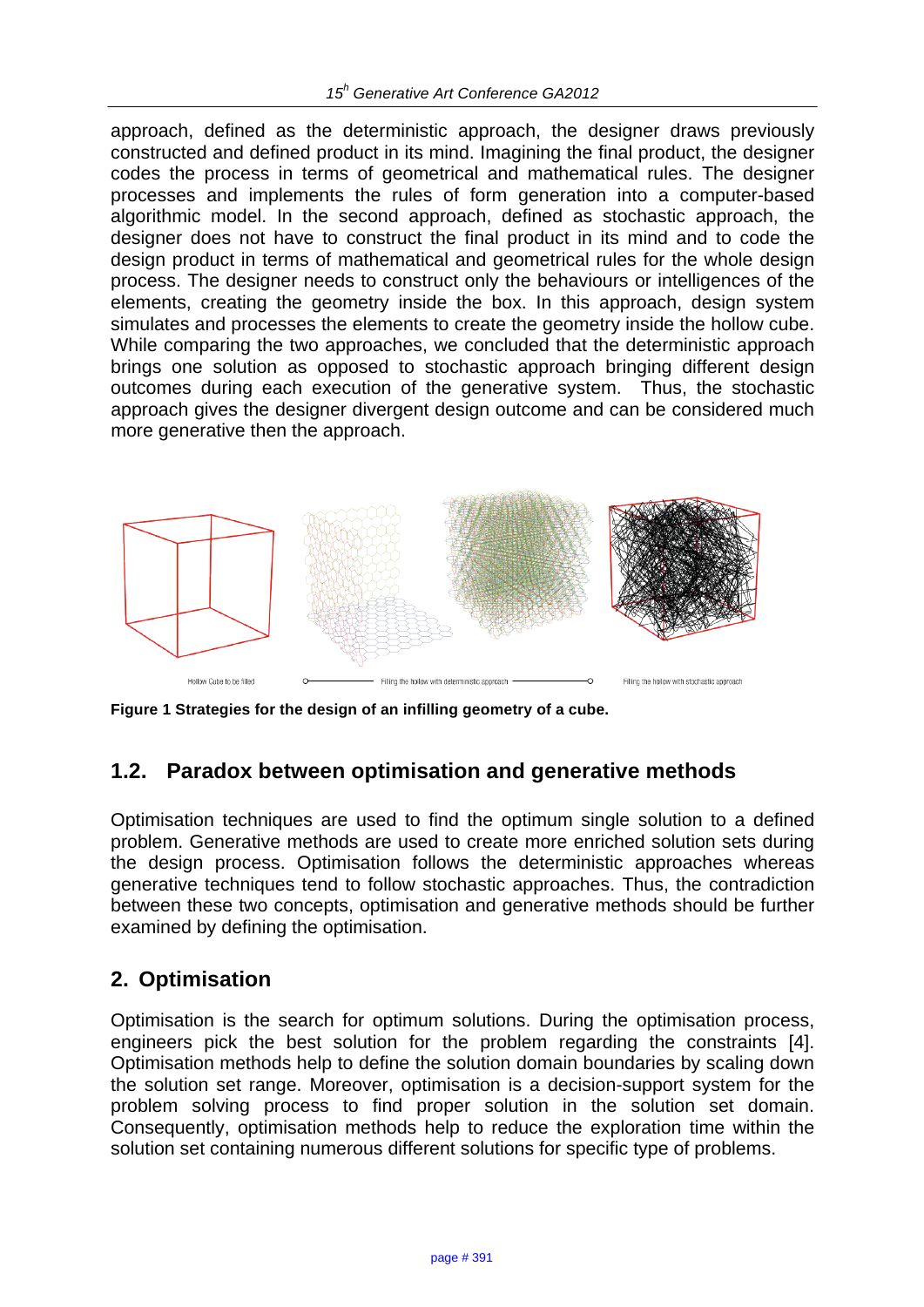approach, defined as the deterministic approach, the designer draws previously constructed and defined product in its mind. Imagining the final product, the designer codes the process in terms of geometrical and mathematical rules. The designer processes and implements the rules of form generation into a computer-based algorithmic model. In the second approach, defined as stochastic approach, the designer does not have to construct the final product in its mind and to code the design product in terms of mathematical and geometrical rules for the whole design process. The designer needs to construct only the behaviours or intelligences of the elements, creating the geometry inside the box. In this approach, design system simulates and processes the elements to create the geometry inside the hollow cube. While comparing the two approaches, we concluded that the deterministic approach brings one solution as opposed to stochastic approach bringing different design outcomes during each execution of the generative system. Thus, the stochastic approach gives the designer divergent design outcome and can be considered much more generative then the approach.

Hollow Cube to be filled — Filling the hollow with deterministic approach — Filling the hollow with stochastic approach

**Figure 1 Strategies for the design of an infilling geometry of a cube.**

## 1.2. Paradox between optimisation and generative methods

Optimisation techniques are used to find the optimum single solution to a defined problem. Generative methods are used to create more enriched solution sets during the design process. Optimisation follows the deterministic approaches whereas generative techniques tend to follow stochastic approaches. Thus, the contradiction between these two concepts, optimisation and generative methods should be further examined by defining the optimisation.

# 2. Optimisation

Optimisation is the search for optimum solutions. During the optimisation process, engineers pick the best solution for the problem regarding the constraints [4]. Optimisation methods help to define the solution domain boundaries by scaling down the solution set range. Moreover, optimisation is a decision-support system for the problem solving process to find proper solution in the solution set domain. Consequently, optimisation methods help to reduce the exploration time within the solution set containing numerous different solutions for specific type of problems.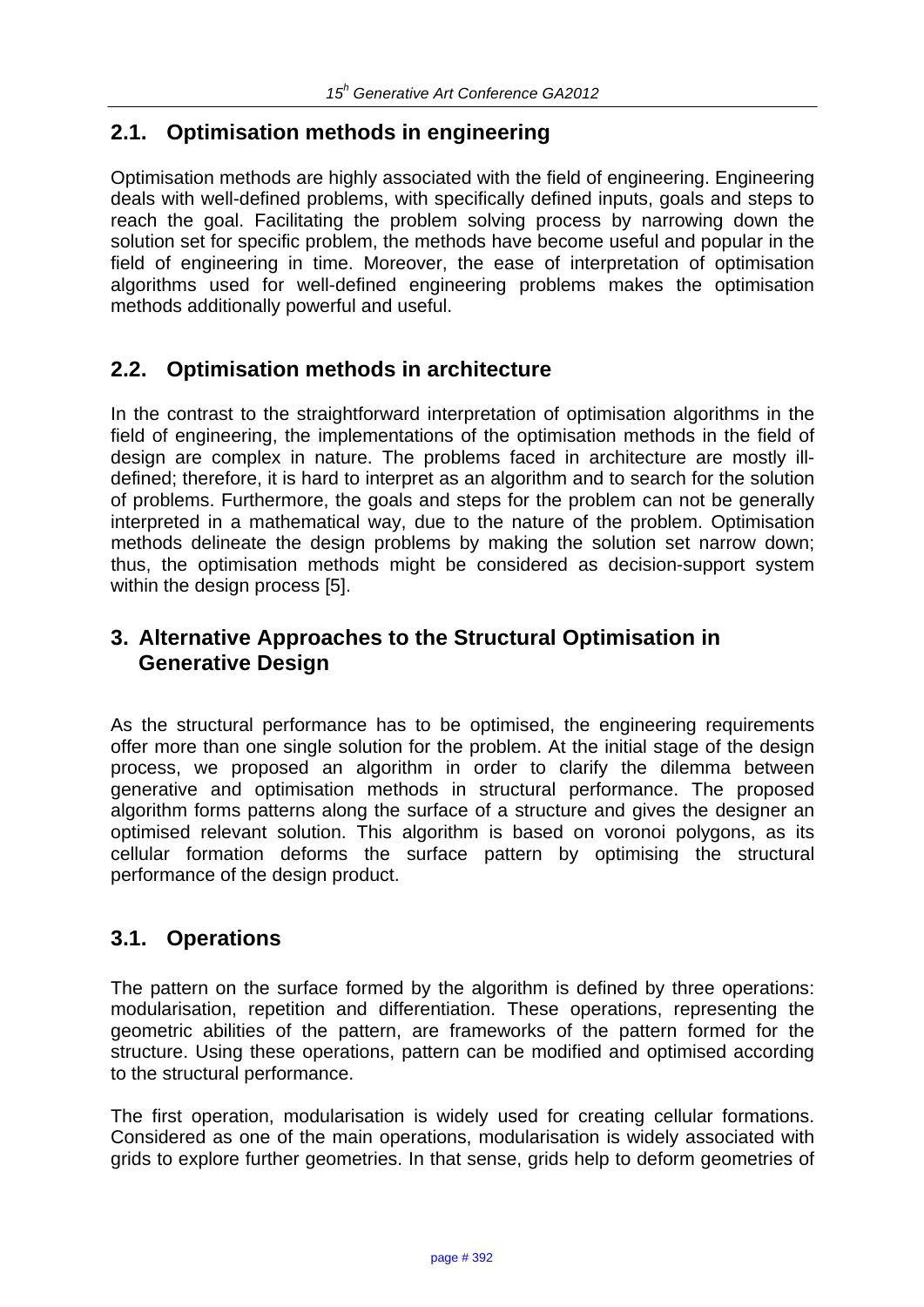## 2.1. Optimisation methods in engineering

Optimisation methods are highly associated with the field of engineering. Engineering deals with well-defined problems, with specifically defined inputs, goals and steps to reach the goal. Facilitating the problem solving process by narrowing down the solution set for specific problem, the methods have become useful and popular in the field of engineering in time. Moreover, the ease of interpretation of optimisation algorithms used for well-defined engineering problems makes the optimisation methods additionally powerful and useful.

## 2.2. Optimisation methods in architecture

In the contrast to the straightforward interpretation of optimisation algorithms in the field of engineering, the implementations of the optimisation methods in the field of design are complex in nature. The problems faced in architecture are mostly ill-defined; therefore, it is hard to interpret as an algorithm and to search for the solution of problems. Furthermore, the goals and steps for the problem can not be generally interpreted in a mathematical way, due to the nature of the problem. Optimisation methods delineate the design problems by making the solution set narrow down; thus, the optimisation methods might be considered as decision-support system within the design process [5].

# 3. Alternative Approaches to the Structural Optimisation in Generative Design

As the structural performance has to be optimised, the engineering requirements offer more than one single solution for the problem. At the initial stage of the design process, we proposed an algorithm in order to clarify the dilemma between generative and optimisation methods in structural performance. The proposed algorithm forms patterns along the surface of a structure and gives the designer an optimised relevant solution. This algorithm is based on voronoi polygons, as its cellular formation deforms the surface pattern by optimising the structural performance of the design product.

## 3.1. Operations

The pattern on the surface formed by the algorithm is defined by three operations: modularisation, repetition and differentiation. These operations, representing the geometric abilities of the pattern, are frameworks of the pattern formed for the structure. Using these operations, pattern can be modified and optimised according to the structural performance.

The first operation, modularisation is widely used for creating cellular formations. Considered as one of the main operations, modularisation is widely associated with grids to explore further geometries. In that sense, grids help to deform geometries of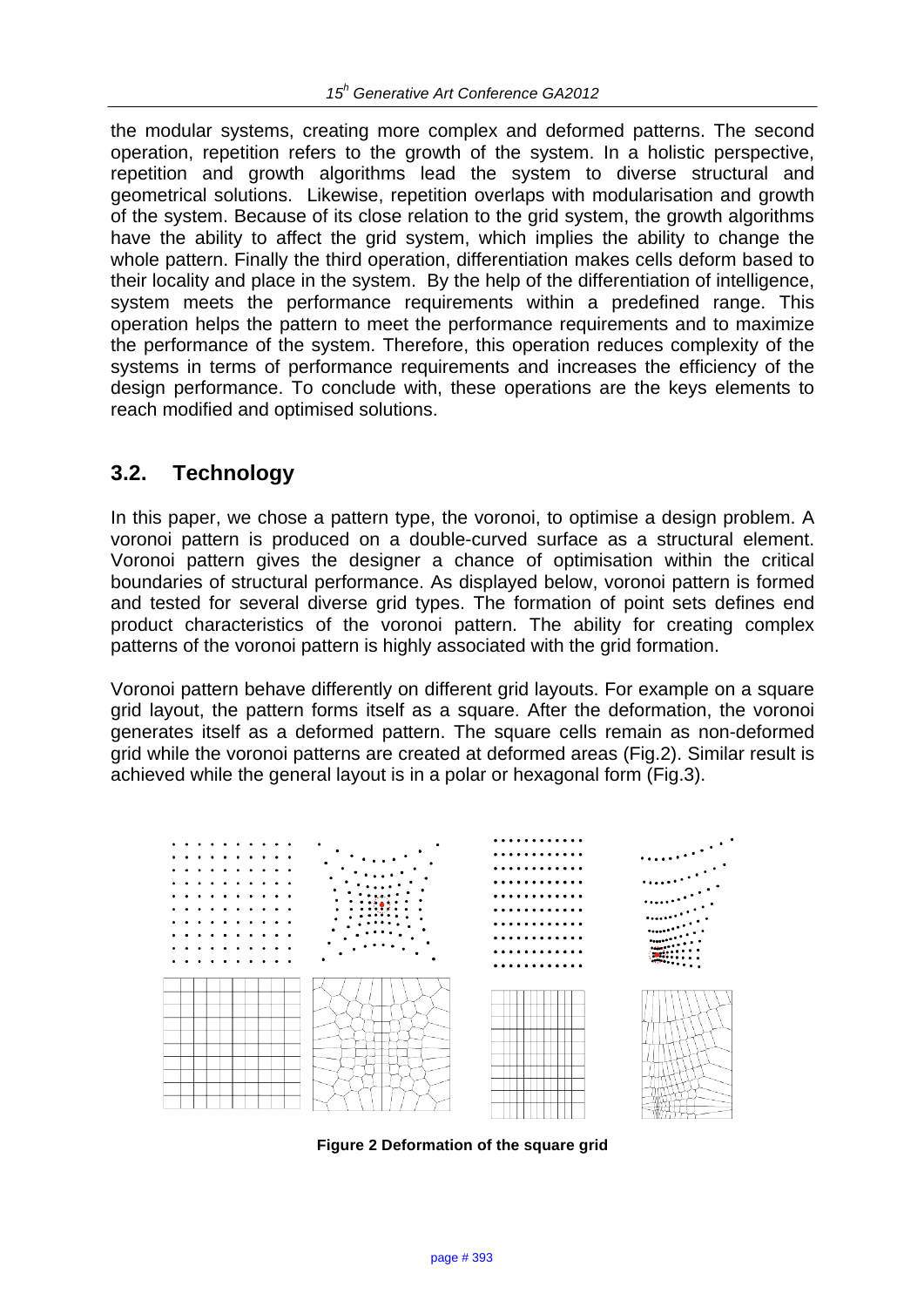the modular systems, creating more complex and deformed patterns. The second operation, repetition refers to the growth of the system. In a holistic perspective, repetition and growth algorithms lead the system to diverse structural and geometrical solutions. Likewise, repetition overlaps with modularisation and growth of the system. Because of its close relation to the grid system, the growth algorithms have the ability to affect the grid system, which implies the ability to change the whole pattern. Finally the third operation, differentiation makes cells deform based to their locality and place in the system. By the help of the differentiation of intelligence, system meets the performance requirements within a predefined range. This operation helps the pattern to meet the performance requirements and to maximize the performance of the system. Therefore, this operation reduces complexity of the systems in terms of performance requirements and increases the efficiency of the design performance. To conclude with, these operations are the keys elements to reach modified and optimised solutions.

## 3.2. Technology

In this paper, we chose a pattern type, the voronoi, to optimise a design problem. A voronoi pattern is produced on a double-curved surface as a structural element. Voronoi pattern gives the designer a chance of optimisation within the critical boundaries of structural performance. As displayed below, voronoi pattern is formed and tested for several diverse grid types. The formation of point sets defines end product characteristics of the voronoi pattern. The ability for creating complex patterns of the voronoi pattern is highly associated with the grid formation.

Voronoi pattern behave differently on different grid layouts. For example on a square grid layout, the pattern forms itself as a square. After the deformation, the voronoi generates itself as a deformed pattern. The square cells remain as non-deformed grid while the voronoi patterns are created at deformed areas (Fig.2). Similar result is achieved while the general layout is in a polar or hexagonal form (Fig.3).

**Figure 2 Deformation of the square grid**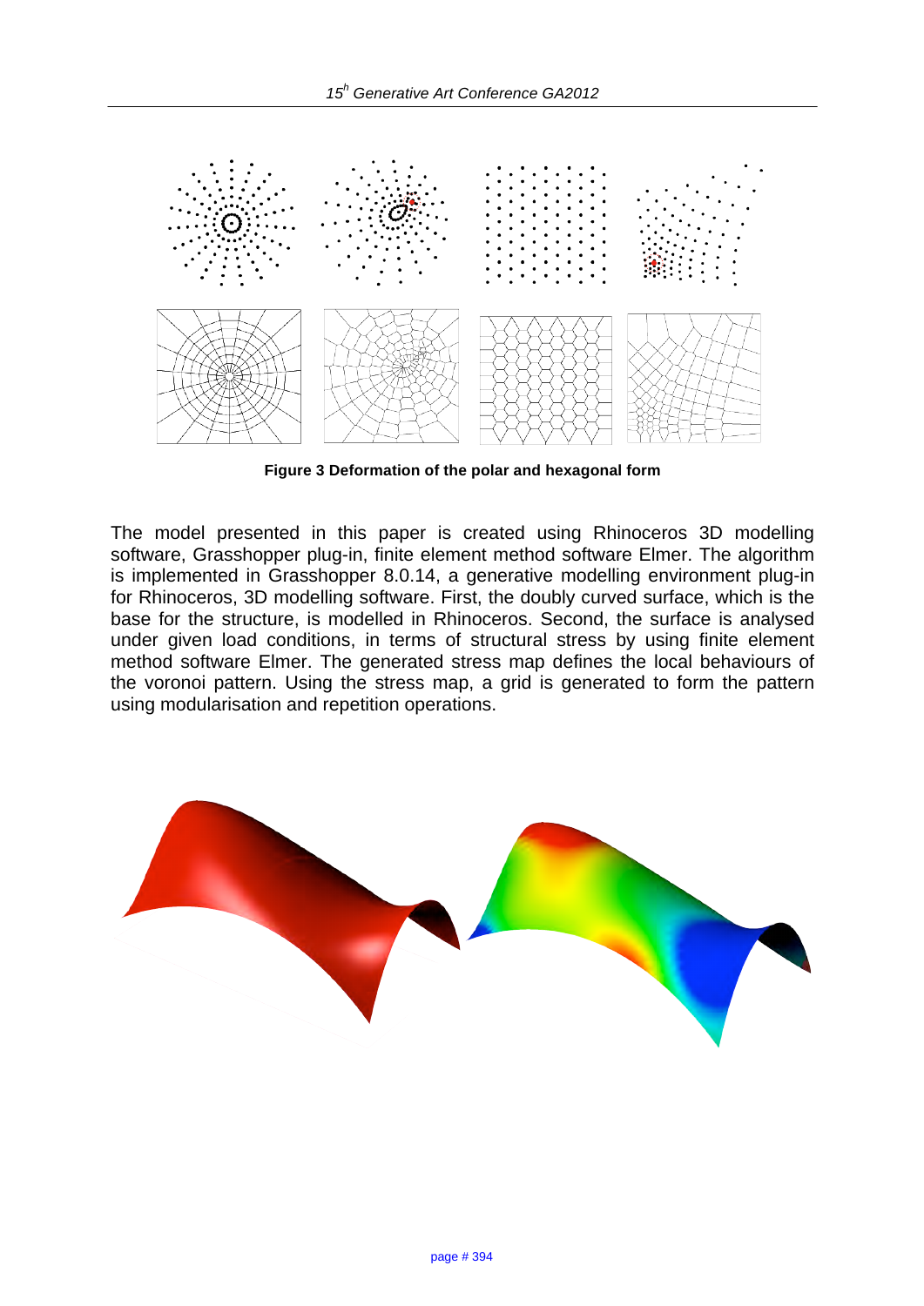**Figure 3 Deformation of the polar and hexagonal form**

The model presented in this paper is created using Rhinoceros 3D modelling software, Grasshopper plug-in, finite element method software Elmer. The algorithm is implemented in Grasshopper 8.0.14, a generative modelling environment plug-in for Rhinoceros, 3D modelling software. First, the doubly curved surface, which is the base for the structure, is modelled in Rhinoceros. Second, the surface is analysed under given load conditions, in terms of structural stress by using finite element method software Elmer. The generated stress map defines the local behaviours of the voronoi pattern. Using the stress map, a grid is generated to form the pattern using modularisation and repetition operations.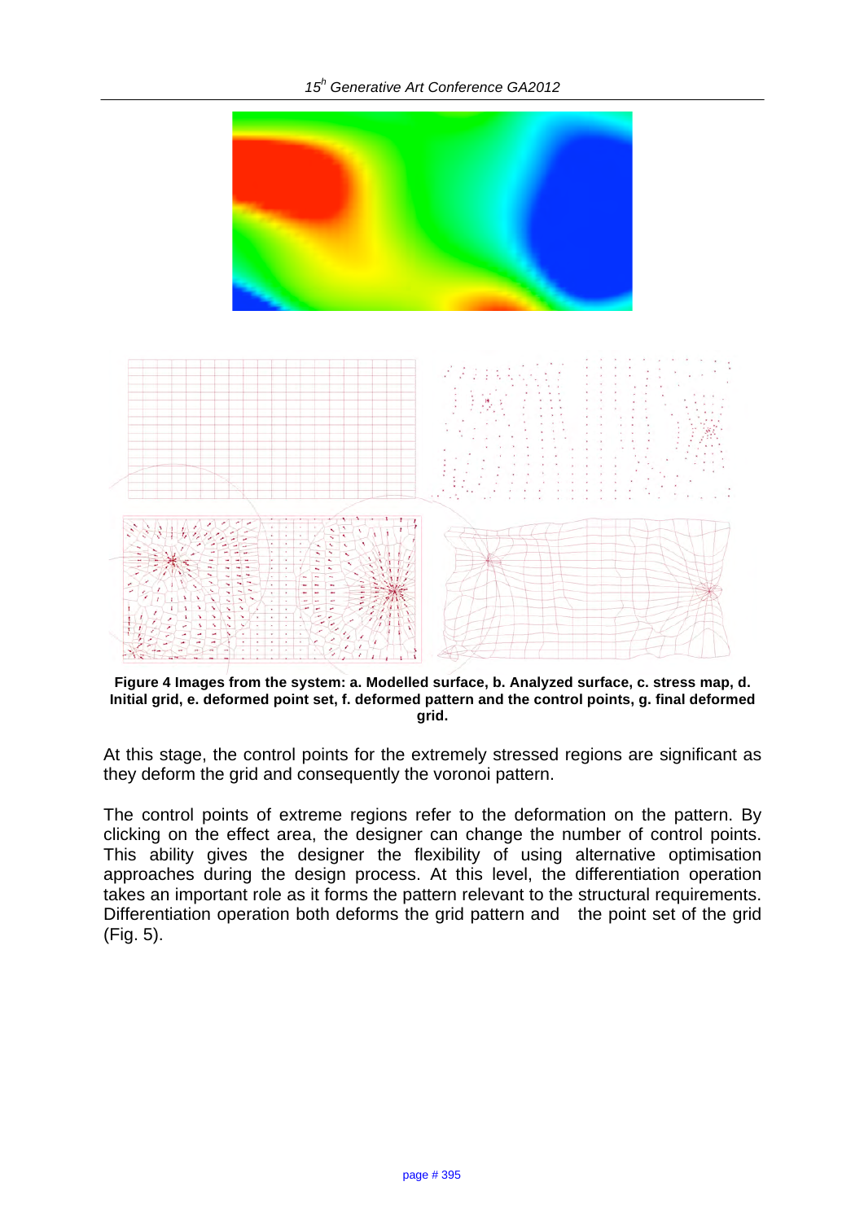**Figure 4 Images from the system: a. Modelled surface, b. Analyzed surface, c. stress map, d. Initial grid, e. deformed point set, f. deformed pattern and the control points, g. final deformed grid.**

At this stage, the control points for the extremely stressed regions are significant as they deform the grid and consequently the voronoi pattern.

The control points of extreme regions refer to the deformation on the pattern. By clicking on the effect area, the designer can change the number of control points. This ability gives the designer the flexibility of using alternative optimisation approaches during the design process. At this level, the differentiation operation takes an important role as it forms the pattern relevant to the structural requirements. Differentiation operation both deforms the grid pattern and the point set of the grid (Fig. 5).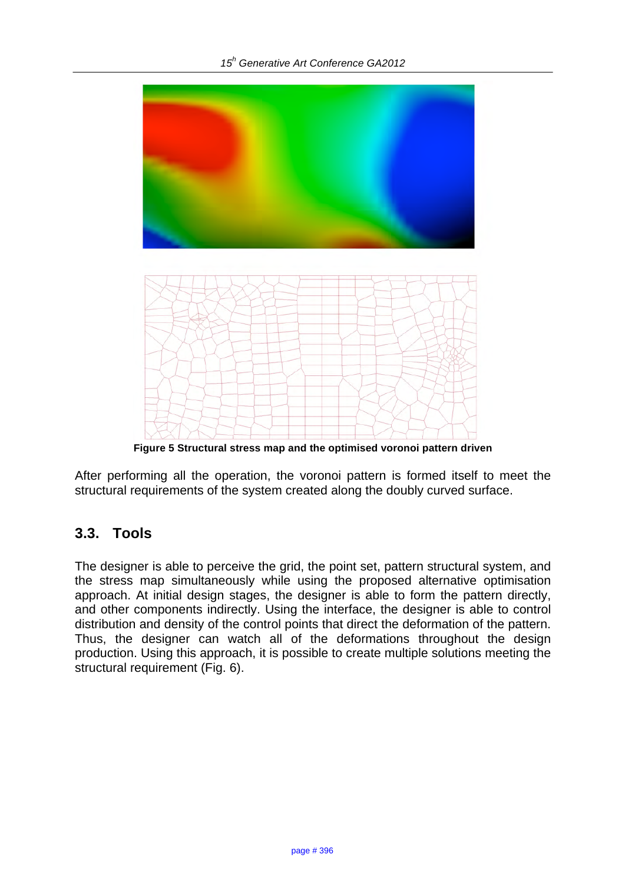**Figure 5 Structural stress map and the optimised voronoi pattern driven**

After performing all the operation, the voronoi pattern is formed itself to meet the structural requirements of the system created along the doubly curved surface.

## 3.3. Tools

The designer is able to perceive the grid, the point set, pattern structural system, and the stress map simultaneously while using the proposed alternative optimisation approach. At initial design stages, the designer is able to form the pattern directly, and other components indirectly. Using the interface, the designer is able to control distribution and density of the control points that direct the deformation of the pattern. Thus, the designer can watch all of the deformations throughout the design production. Using this approach, it is possible to create multiple solutions meeting the structural requirement (Fig. 6).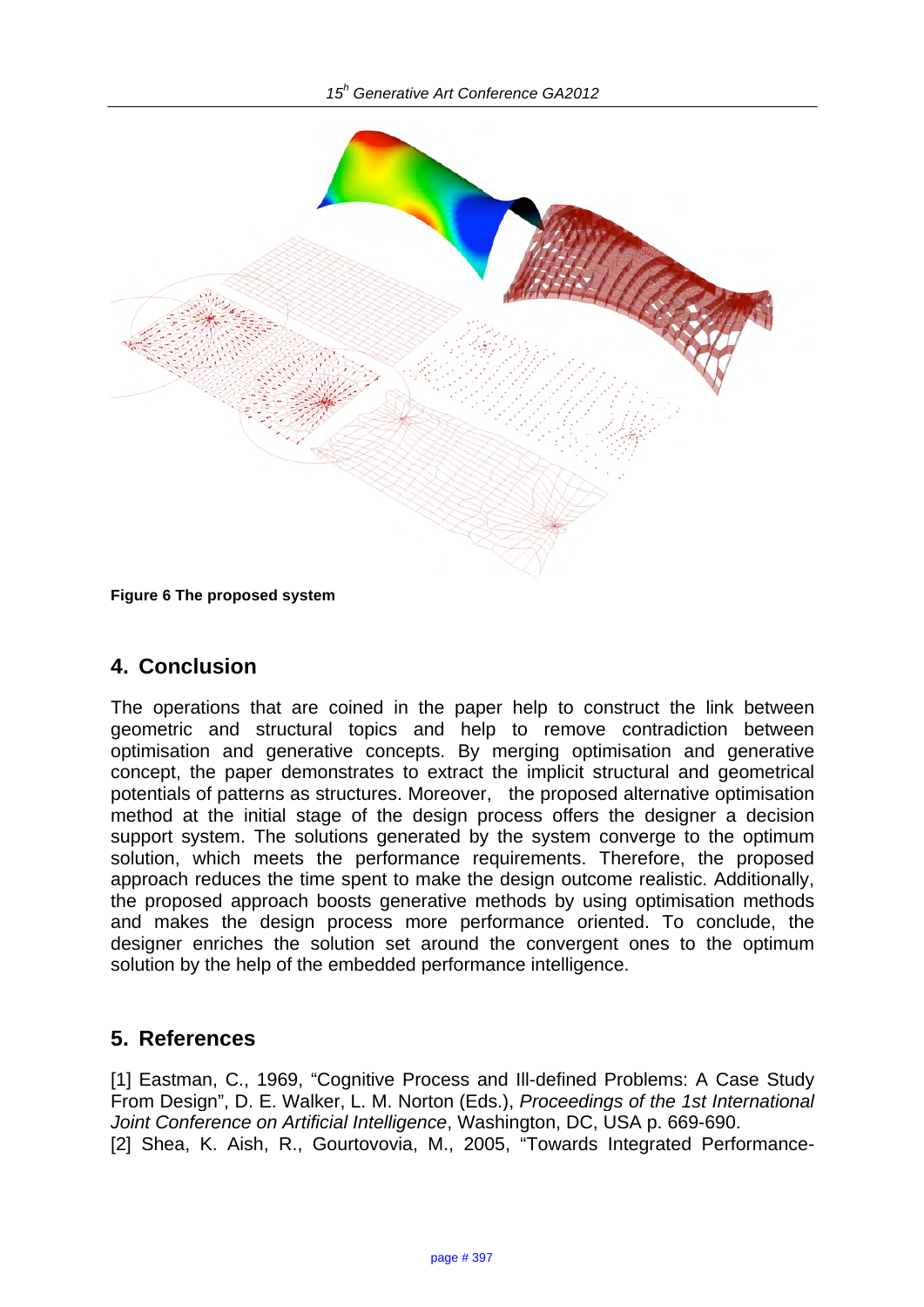Figure 6 The proposed system

## 4. Conclusion

The operations that are coined in the paper help to construct the link between geometric and structural topics and help to remove contradiction between optimisation and generative concepts. By merging optimisation and generative concept, the paper demonstrates to extract the implicit structural and geometrical potentials of patterns as structures. Moreover, the proposed alternative optimisation method at the initial stage of the design process offers the designer a decision support system. The solutions generated by the system converge to the optimum solution, which meets the performance requirements. Therefore, the proposed approach reduces the time spent to make the design outcome realistic. Additionally, the proposed approach boosts generative methods by using optimisation methods and makes the design process more performance oriented. To conclude, the designer enriches the solution set around the convergent ones to the optimum solution by the help of the embedded performance intelligence.

## 5. References

[1] Eastman, C., 1969, "Cognitive Process and Ill-defined Problems: A Case Study From Design", D. E. Walker, L. M. Norton (Eds.), *Proceedings of the 1st International Joint Conference on Artificial Intelligence*, Washington, DC, USA p. 669-690.
[2] Shea, K. Aish, R., Gourtovovia, M., 2005, "Towards Integrated Performance-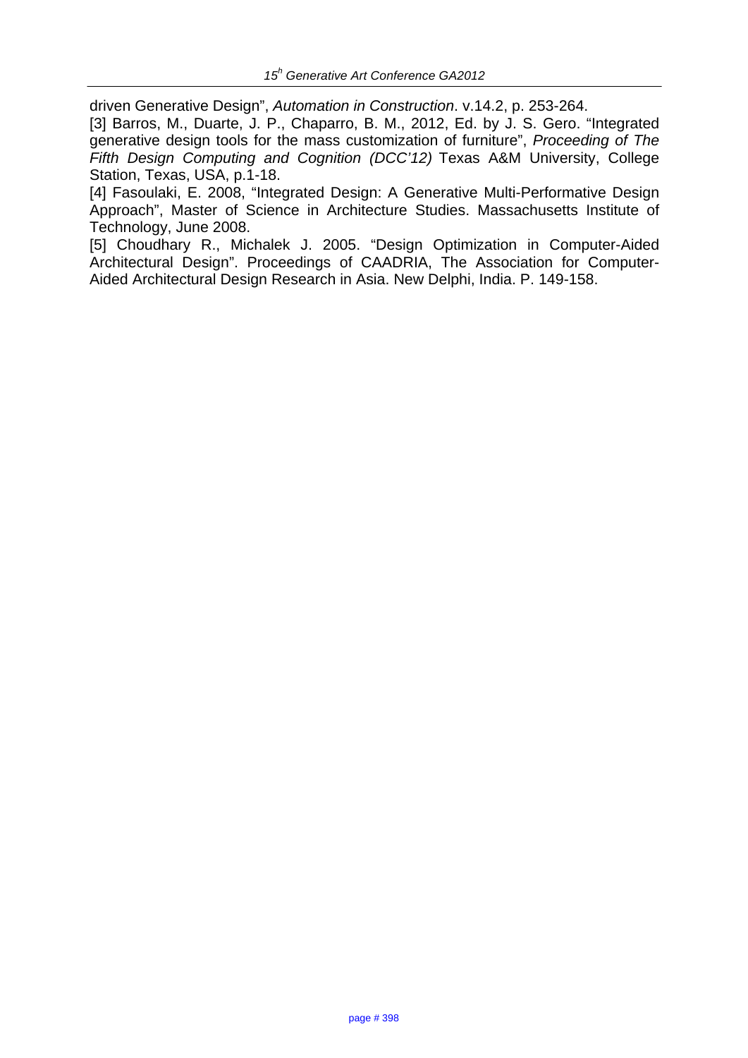driven Generative Design", *Automation in Construction*. v.14.2, p. 253-264.

[3] Barros, M., Duarte, J. P., Chaparro, B. M., 2012, Ed. by J. S. Gero. "Integrated generative design tools for the mass customization of furniture", *Proceeding of The Fifth Design Computing and Cognition (DCC'12)* Texas A&M University, College Station, Texas, USA, p.1-18.

[4] Fasoulaki, E. 2008, "Integrated Design: A Generative Multi-Performative Design Approach", Master of Science in Architecture Studies. Massachusetts Institute of Technology, June 2008.

[5] Choudhary R., Michalek J. 2005. "Design Optimization in Computer-Aided Architectural Design". Proceedings of CAADRIA, The Association for Computer-Aided Architectural Design Research in Asia. New Delphi, India. P. 149-158.